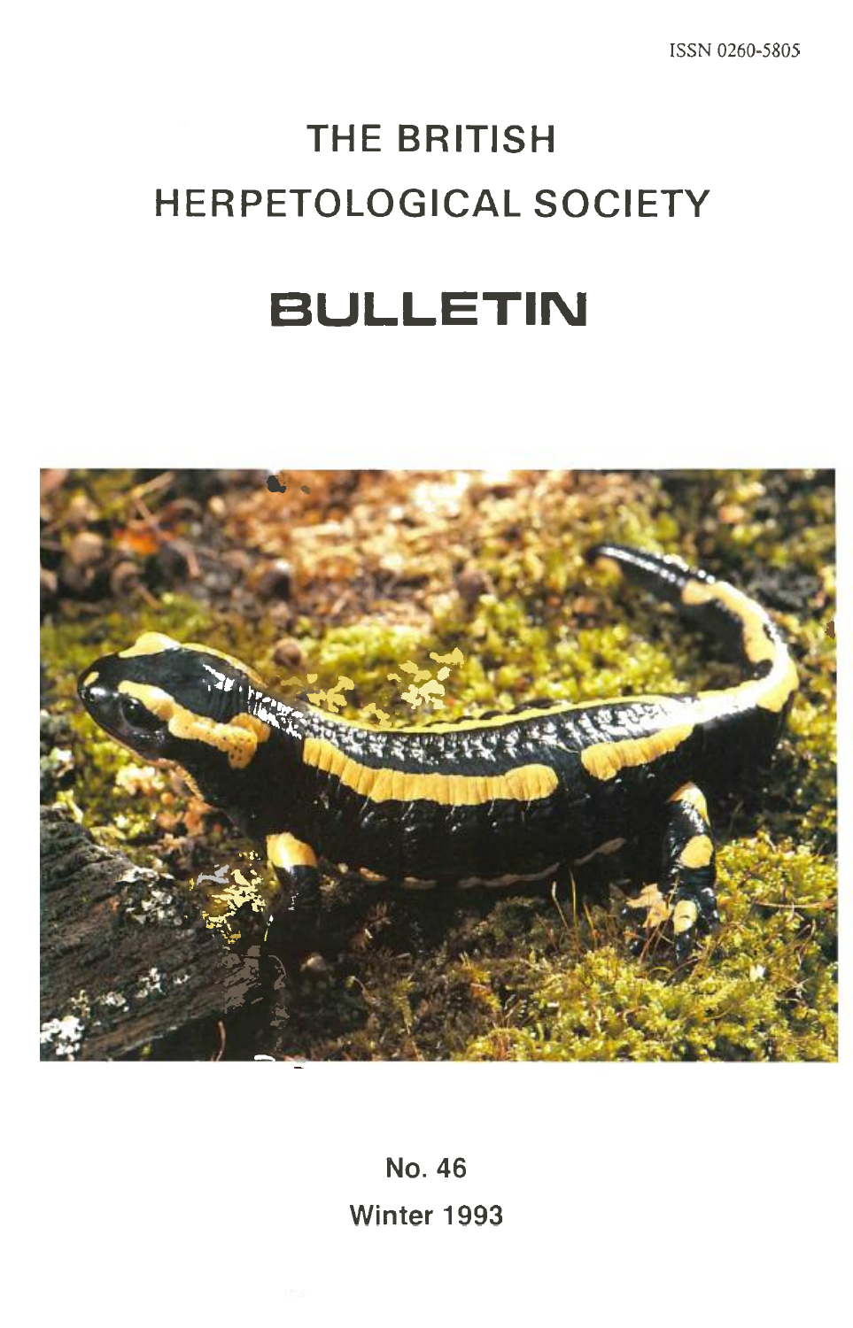ISSN 0260-5805

# THE BRITISH HERPETOLOGICAL SOCIETY

# BULLETIN

No. 46

Winter 1993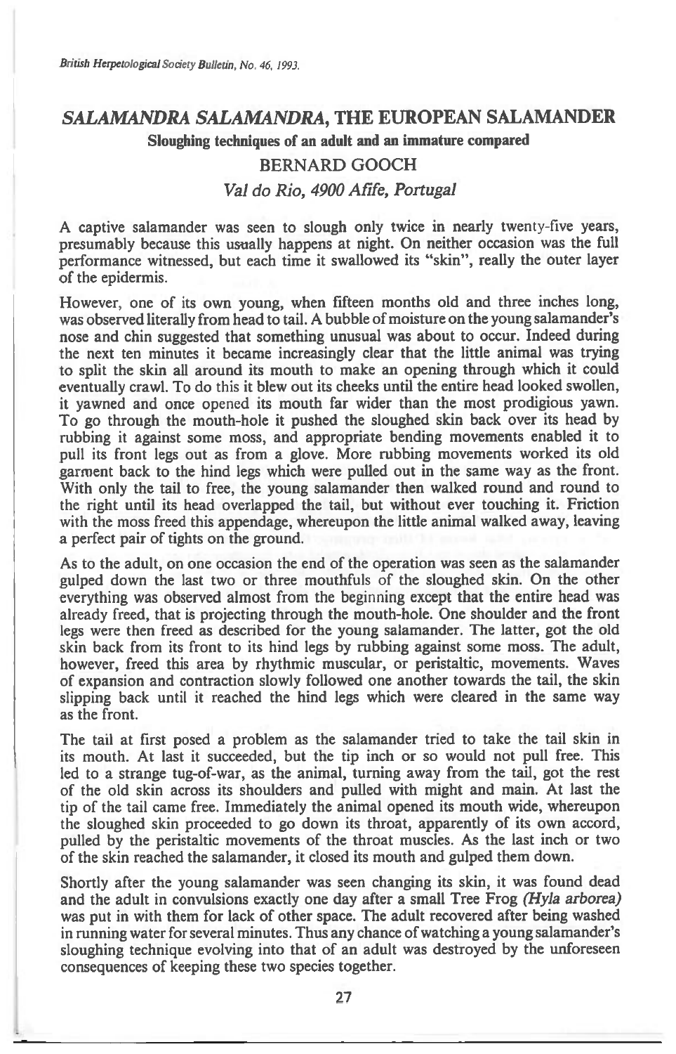# *SALAMANDRA SALAMANDRA*, THE EUROPEAN SALAMANDER

### Sloughing techniques of an adult and an immature compared

### BERNARD GOOCH

*Val do Rio, 4900 Afife, Portugal*

A captive salamander was seen to slough only twice in nearly twenty-five years, presumably because this usually happens at night. On neither occasion was the full performance witnessed, but each time it swallowed its "skin", really the outer layer of the epidermis.

However, one of its own young, when fifteen months old and three inches long, was observed literally from head to tail. A bubble of moisture on the young salamander's nose and chin suggested that something unusual was about to occur. Indeed during the next ten minutes it became increasingly clear that the little animal was trying to split the skin all around its mouth to make an opening through which it could eventually crawl. To do this it blew out its cheeks until the entire head looked swollen, it yawned and once opened its mouth far wider than the most prodigious yawn. To go through the mouth-hole it pushed the sloughed skin back over its head by rubbing it against some moss, and appropriate bending movements enabled it to pull its front legs out as from a glove. More rubbing movements worked its old garment back to the hind legs which were pulled out in the same way as the front. With only the tail to free, the young salamander then walked round and round to the right until its head overlapped the tail, but without ever touching it. Friction with the moss freed this appendage, whereupon the little animal walked away, leaving a perfect pair of tights on the ground.

As to the adult, on one occasion the end of the operation was seen as the salamander gulped down the last two or three mouthfuls of the sloughed skin. On the other everything was observed almost from the beginning except that the entire head was already freed, that is projecting through the mouth-hole. One shoulder and the front legs were then freed as described for the young salamander. The latter, got the old skin back from its front to its hind legs by rubbing against some moss. The adult, however, freed this area by rhythmic muscular, or peristaltic, movements. Waves of expansion and contraction slowly followed one another towards the tail, the skin slipping back until it reached the hind legs which were cleared in the same way as the front.

The tail at first posed a problem as the salamander tried to take the tail skin in its mouth. At last it succeeded, but the tip inch or so would not pull free. This led to a strange tug-of-war, as the animal, turning away from the tail, got the rest of the old skin across its shoulders and pulled with might and main. At last the tip of the tail came free. Immediately the animal opened its mouth wide, whereupon the sloughed skin proceeded to go down its throat, apparently of its own accord, pulled by the peristaltic movements of the throat muscles. As the last inch or two of the skin reached the salamander, it closed its mouth and gulped them down.

Shortly after the young salamander was seen changing its skin, it was found dead and the adult in convulsions exactly one day after a small Tree Frog *(Hyla arborea)* was put in with them for lack of other space. The adult recovered after being washed in running water for several minutes. Thus any chance of watching a young salamander's sloughing technique evolving into that of an adult was destroyed by the unforeseen consequences of keeping these two species together.